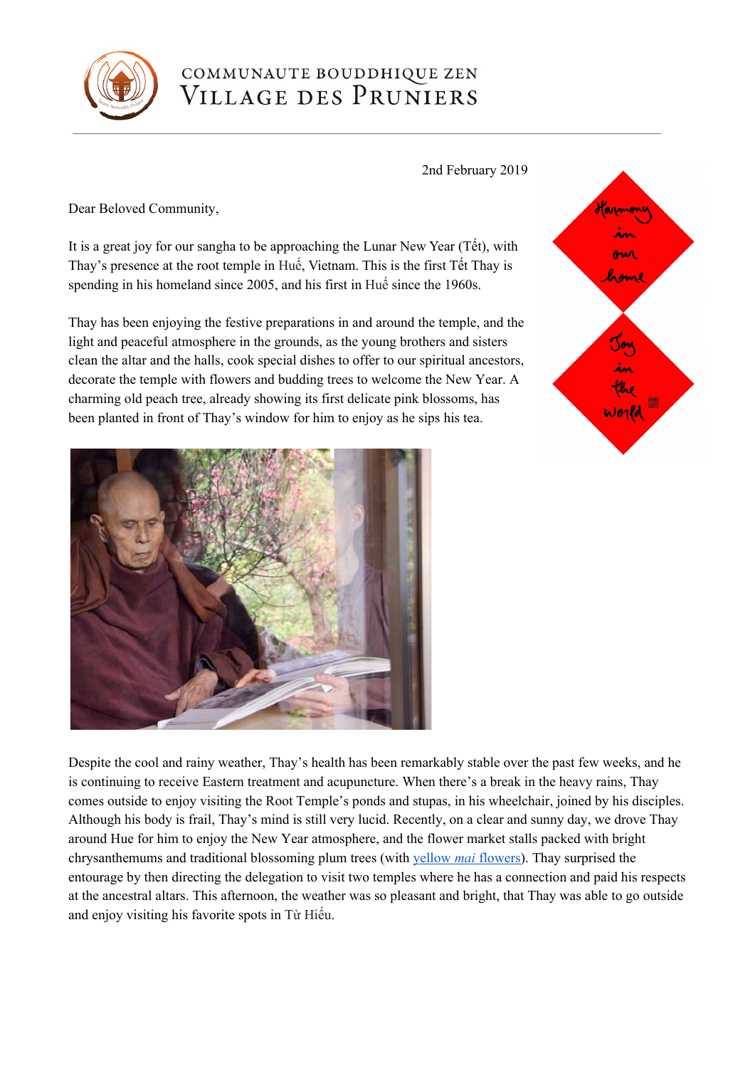COMMUNAUTE BOUDDHIQUE ZEN
VILLAGE DES PRUNIERS

2nd February 2019

Harmony in our home

Joy in the world

Dear Beloved Community,

It is a great joy for our sangha to be approaching the Lunar New Year (Tết), with Thay's presence at the root temple in Huế, Vietnam. This is the first Tết Thay is spending in his homeland since 2005, and his first in Huế since the 1960s.

Thay has been enjoying the festive preparations in and around the temple, and the light and peaceful atmosphere in the grounds, as the young brothers and sisters clean the altar and the halls, cook special dishes to offer to our spiritual ancestors, decorate the temple with flowers and budding trees to welcome the New Year. A charming old peach tree, already showing its first delicate pink blossoms, has been planted in front of Thay's window for him to enjoy as he sips his tea.

Despite the cool and rainy weather, Thay's health has been remarkably stable over the past few weeks, and he is continuing to receive Eastern treatment and acupuncture. When there's a break in the heavy rains, Thay comes outside to enjoy visiting the Root Temple's ponds and stupas, in his wheelchair, joined by his disciples. Although his body is frail, Thay's mind is still very lucid. Recently, on a clear and sunny day, we drove Thay around Hue for him to enjoy the New Year atmosphere, and the flower market stalls packed with bright chrysanthemums and traditional blossoming plum trees (with yellow *mai* flowers). Thay surprised the entourage by then directing the delegation to visit two temples where he has a connection and paid his respects at the ancestral altars. This afternoon, the weather was so pleasant and bright, that Thay was able to go outside and enjoy visiting his favorite spots in Từ Hiếu.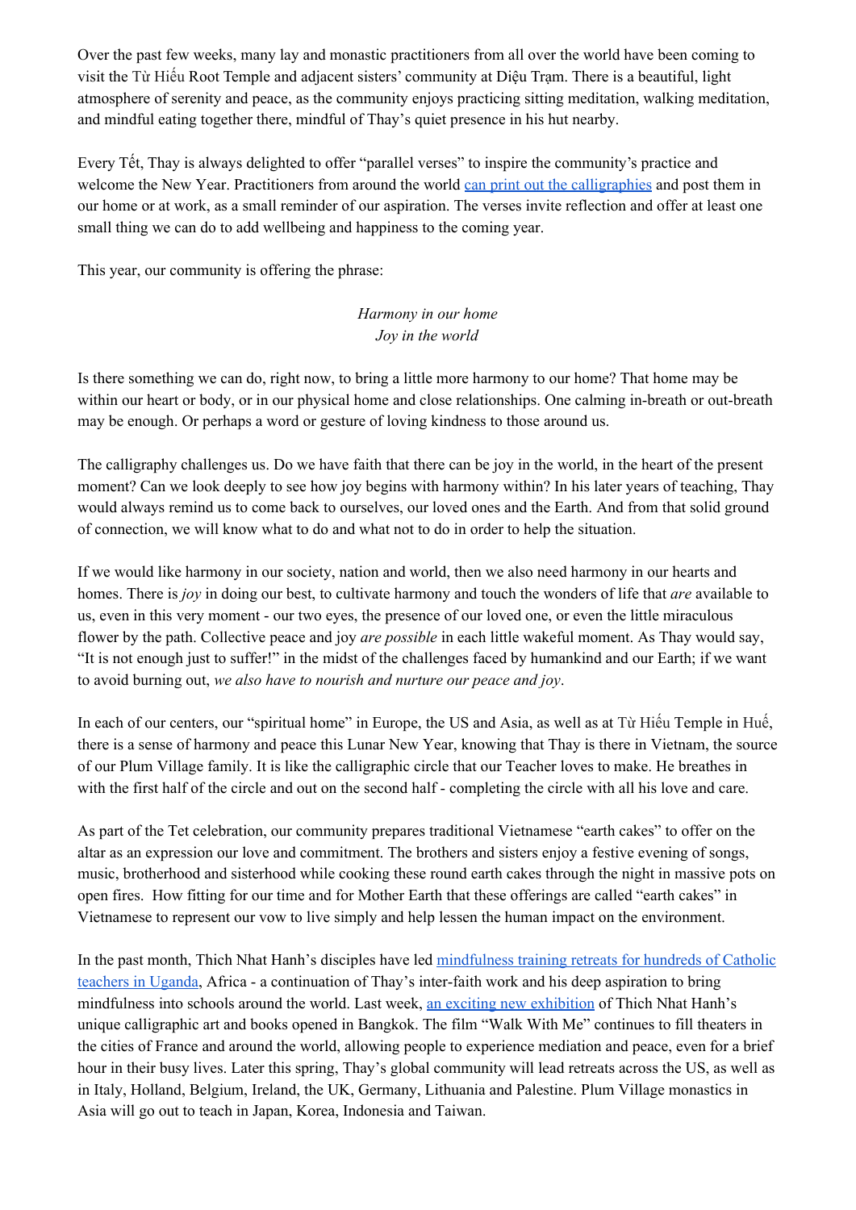Over the past few weeks, many lay and monastic practitioners from all over the world have been coming to visit the Từ Hiếu Root Temple and adjacent sisters' community at Diệu Trạm. There is a beautiful, light atmosphere of serenity and peace, as the community enjoys practicing sitting meditation, walking meditation, and mindful eating together there, mindful of Thay's quiet presence in his hut nearby.

Every Tết, Thay is always delighted to offer "parallel verses" to inspire the community's practice and welcome the New Year. Practitioners from around the world can print out the calligraphies and post them in our home or at work, as a small reminder of our aspiration. The verses invite reflection and offer at least one small thing we can do to add wellbeing and happiness to the coming year.

This year, our community is offering the phrase:

*Harmony in our home*  
*Joy in the world*

Is there something we can do, right now, to bring a little more harmony to our home? That home may be within our heart or body, or in our physical home and close relationships. One calming in-breath or out-breath may be enough. Or perhaps a word or gesture of loving kindness to those around us.

The calligraphy challenges us. Do we have faith that there can be joy in the world, in the heart of the present moment? Can we look deeply to see how joy begins with harmony within? In his later years of teaching, Thay would always remind us to come back to ourselves, our loved ones and the Earth. And from that solid ground of connection, we will know what to do and what not to do in order to help the situation.

If we would like harmony in our society, nation and world, then we also need harmony in our hearts and homes. There is *joy* in doing our best, to cultivate harmony and touch the wonders of life that *are* available to us, even in this very moment - our two eyes, the presence of our loved one, or even the little miraculous flower by the path. Collective peace and joy *are possible* in each little wakeful moment. As Thay would say, "It is not enough just to suffer!" in the midst of the challenges faced by humankind and our Earth; if we want to avoid burning out, *we also have to nourish and nurture our peace and joy*.

In each of our centers, our "spiritual home" in Europe, the US and Asia, as well as at Từ Hiếu Temple in Huế, there is a sense of harmony and peace this Lunar New Year, knowing that Thay is there in Vietnam, the source of our Plum Village family. It is like the calligraphic circle that our Teacher loves to make. He breathes in with the first half of the circle and out on the second half - completing the circle with all his love and care.

As part of the Tet celebration, our community prepares traditional Vietnamese "earth cakes" to offer on the altar as an expression our love and commitment. The brothers and sisters enjoy a festive evening of songs, music, brotherhood and sisterhood while cooking these round earth cakes through the night in massive pots on open fires. How fitting for our time and for Mother Earth that these offerings are called "earth cakes" in Vietnamese to represent our vow to live simply and help lessen the human impact on the environment.

In the past month, Thich Nhat Hanh's disciples have led mindfulness training retreats for hundreds of Catholic teachers in Uganda, Africa - a continuation of Thay's inter-faith work and his deep aspiration to bring mindfulness into schools around the world. Last week, an exciting new exhibition of Thich Nhat Hanh's unique calligraphic art and books opened in Bangkok. The film "Walk With Me" continues to fill theaters in the cities of France and around the world, allowing people to experience mediation and peace, even for a brief hour in their busy lives. Later this spring, Thay's global community will lead retreats across the US, as well as in Italy, Holland, Belgium, Ireland, the UK, Germany, Lithuania and Palestine. Plum Village monastics in Asia will go out to teach in Japan, Korea, Indonesia and Taiwan.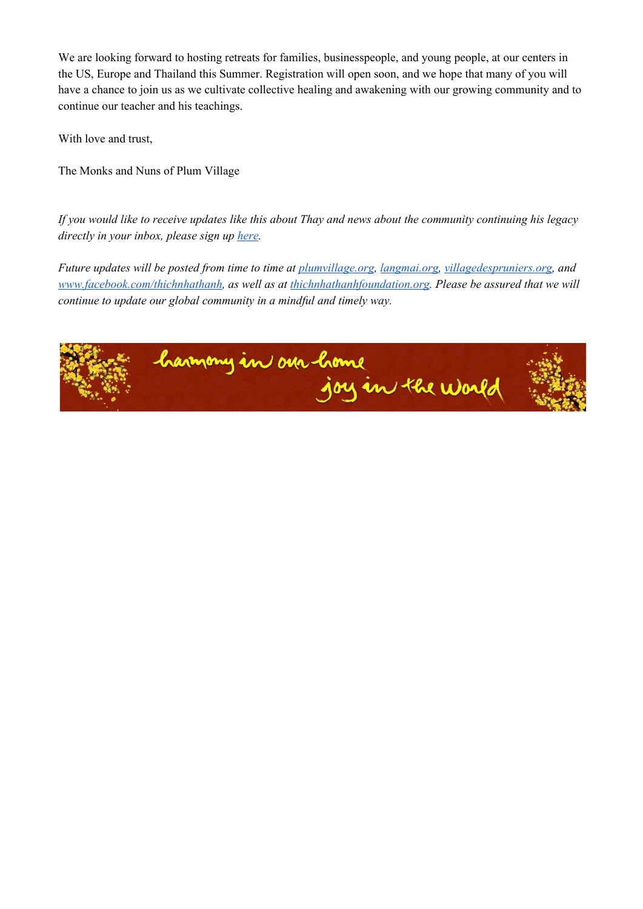We are looking forward to hosting retreats for families, businesspeople, and young people, at our centers in the US, Europe and Thailand this Summer. Registration will open soon, and we hope that many of you will have a chance to join us as we cultivate collective healing and awakening with our growing community and to continue our teacher and his teachings.

With love and trust,

The Monks and Nuns of Plum Village

*If you would like to receive updates like this about Thay and news about the community continuing his legacy directly in your inbox, please sign up [here](#).*

*Future updates will be posted from time to time at [plumvillage.org](#), [langmai.org](#), [villagedespruniers.org](#), and [www.facebook.com/thichnhathanh](#), as well as at [thichnhathanhfoundation.org](#). Please be assured that we will continue to update our global community in a mindful and timely way.*